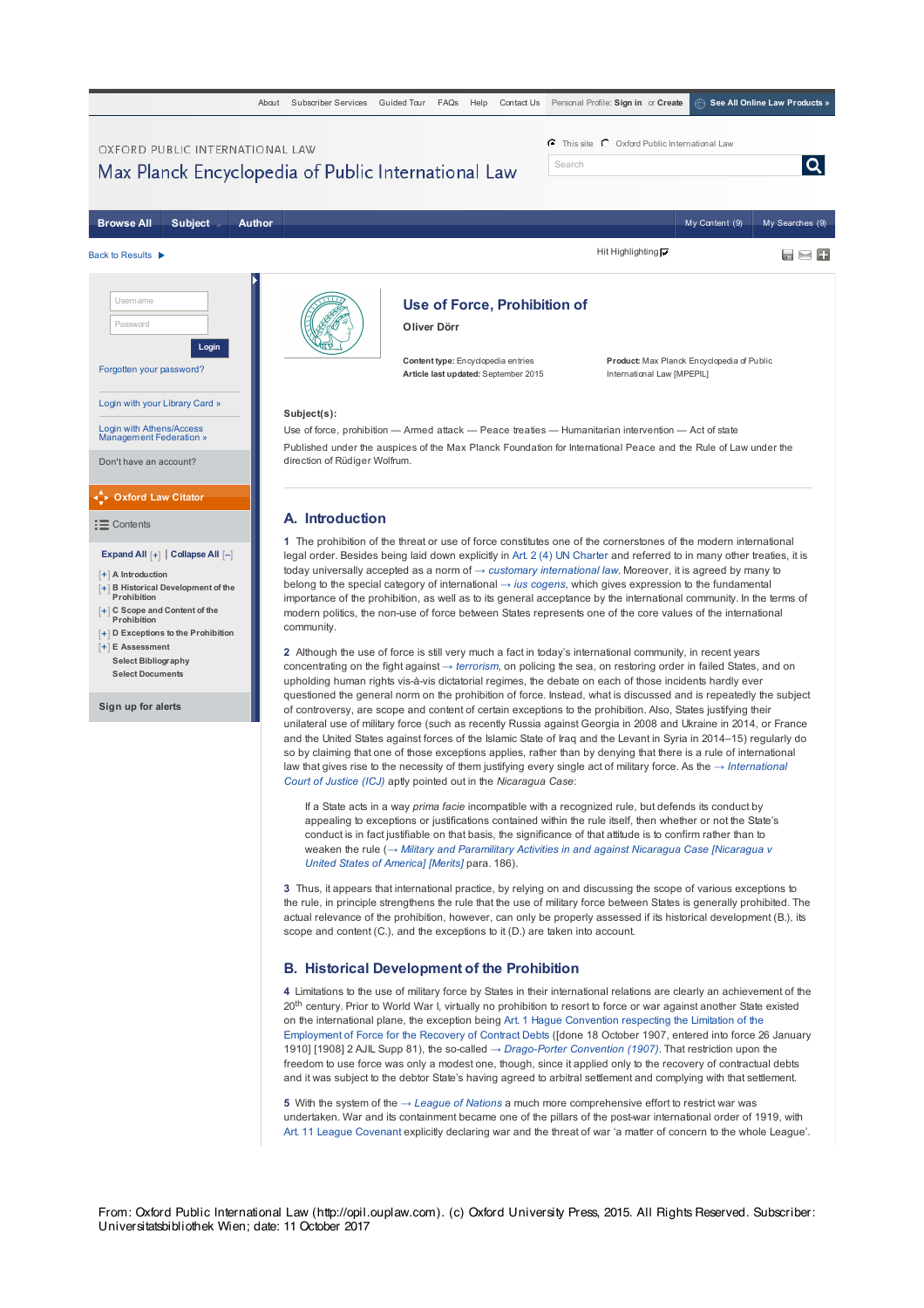# Use of Force, Prohibition of

**Oliver Dörr**

**Content type:** Encyclopedia entries
**Article last updated:** September 2015

**Product:** Max Planck Encyclopedia of Public International Law [MPEPIL]

**Subject(s):**
Use of force, prohibition — Armed attack — Peace treaties — Humanitarian intervention — Act of state

Published under the auspices of the Max Planck Foundation for International Peace and the Rule of Law under the direction of Rüdiger Wolfrum.

## A. Introduction

**1** The prohibition of the threat or use of force constitutes one of the cornerstones of the modern international legal order. Besides being laid down explicitly in Art. 2 (4) UN Charter and referred to in many other treaties, it is today universally accepted as a norm of → *customary international law*. Moreover, it is agreed by many to belong to the special category of international → *ius cogens*, which gives expression to the fundamental importance of the prohibition, as well as to its general acceptance by the international community. In the terms of modern politics, the non-use of force between States represents one of the core values of the international community.

**2** Although the use of force is still very much a fact in today's international community, in recent years concentrating on the fight against → *terrorism*, on policing the sea, on restoring order in failed States, and on upholding human rights vis-à-vis dictatorial regimes, the debate on each of those incidents hardly ever questioned the general norm on the prohibition of force. Instead, what is discussed and is repeatedly the subject of controversy, are scope and content of certain exceptions to the prohibition. Also, States justifying their unilateral use of military force (such as recently Russia against Georgia in 2008 and Ukraine in 2014, or France and the United States against forces of the Islamic State of Iraq and the Levant in Syria in 2014–15) regularly do so by claiming that one of those exceptions applies, rather than by denying that there is a rule of international law that gives rise to the necessity of them justifying every single act of military force. As the → *International Court of Justice (ICJ)* aptly pointed out in the *Nicaragua Case*:

> If a State acts in a way *prima facie* incompatible with a recognized rule, but defends its conduct by appealing to exceptions or justifications contained within the rule itself, then whether or not the State's conduct is in fact justifiable on that basis, the significance of that attitude is to confirm rather than to weaken the rule (→ *Military and Paramilitary Activities in and against Nicaragua Case [Nicaragua v United States of America] [Merits]* para. 186).

**3** Thus, it appears that international practice, by relying on and discussing the scope of various exceptions to the rule, in principle strengthens the rule that the use of military force between States is generally prohibited. The actual relevance of the prohibition, however, can only be properly assessed if its historical development (B.), its scope and content (C.), and the exceptions to it (D.) are taken into account.

## B. Historical Development of the Prohibition

**4** Limitations to the use of military force by States in their international relations are clearly an achievement of the 20th century. Prior to World War I, virtually no prohibition to resort to force or war against another State existed on the international plane, the exception being Art. 1 Hague Convention respecting the Limitation of the Employment of Force for the Recovery of Contract Debts ([done 18 October 1907, entered into force 26 January 1910] [1908] 2 AJIL Supp 81), the so-called → *Drago-Porter Convention (1907)*. That restriction upon the freedom to use force was only a modest one, though, since it applied only to the recovery of contractual debts and it was subject to the debtor State's having agreed to arbitral settlement and complying with that settlement.

**5** With the system of the → *League of Nations* a much more comprehensive effort to restrict war was undertaken. War and its containment became one of the pillars of the post-war international order of 1919, with Art. 11 League Covenant explicitly declaring war and the threat of war 'a matter of concern to the whole League'.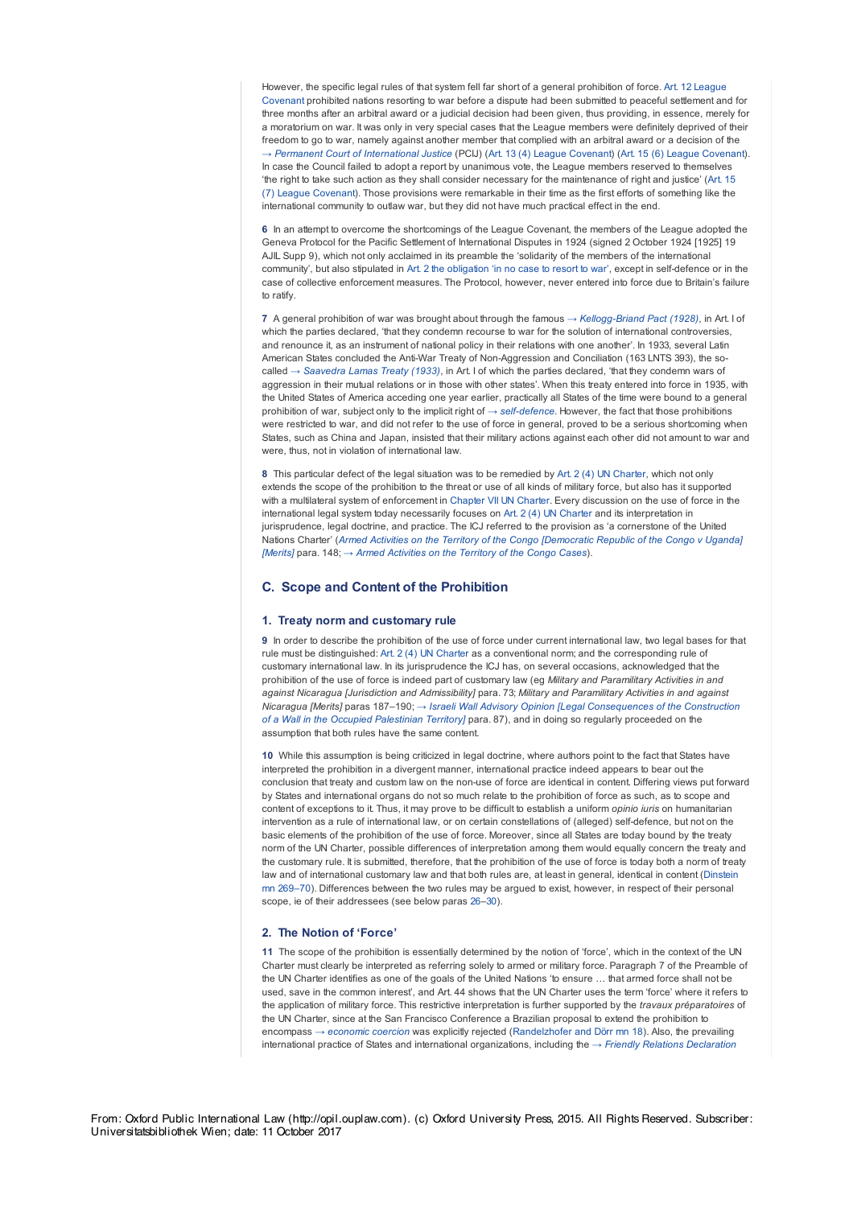However, the specific legal rules of that system fell far short of a general prohibition of force. Art. 12 League Covenant prohibited nations resorting to war before a dispute had been submitted to peaceful settlement and for three months after an arbitral award or a judicial decision had been given, thus providing, in essence, merely for a moratorium on war. It was only in very special cases that the League members were definitely deprived of their freedom to go to war, namely against another member that complied with an arbitral award or a decision of the → *Permanent Court of International Justice* (PCIJ) (Art. 13 (4) League Covenant) (Art. 15 (6) League Covenant). In case the Council failed to adopt a report by unanimous vote, the League members reserved to themselves 'the right to take such action as they shall consider necessary for the maintenance of right and justice' (Art. 15 (7) League Covenant). Those provisions were remarkable in their time as the first efforts of something like the international community to outlaw war, but they did not have much practical effect in the end.

**6** In an attempt to overcome the shortcomings of the League Covenant, the members of the League adopted the Geneva Protocol for the Pacific Settlement of International Disputes in 1924 (signed 2 October 1924 [1925] 19 AJIL Supp 9), which not only acclaimed in its preamble the 'solidarity of the members of the international community', but also stipulated in Art. 2 the obligation 'in no case to resort to war', except in self-defence or in the case of collective enforcement measures. The Protocol, however, never entered into force due to Britain's failure to ratify.

**7** A general prohibition of war was brought about through the famous → *Kellogg-Briand Pact (1928)*, in Art. I of which the parties declared, 'that they condemn recourse to war for the solution of international controversies, and renounce it, as an instrument of national policy in their relations with one another'. In 1933, several Latin American States concluded the Anti-War Treaty of Non-Aggression and Conciliation (163 LNTS 393), the so-called → *Saavedra Lamas Treaty (1933)*, in Art. I of which the parties declared, 'that they condemn wars of aggression in their mutual relations or in those with other states'. When this treaty entered into force in 1935, with the United States of America acceding one year earlier, practically all States of the time were bound to a general prohibition of war, subject only to the implicit right of → *self-defence*. However, the fact that those prohibitions were restricted to war, and did not refer to the use of force in general, proved to be a serious shortcoming when States, such as China and Japan, insisted that their military actions against each other did not amount to war and were, thus, not in violation of international law.

**8** This particular defect of the legal situation was to be remedied by Art. 2 (4) UN Charter, which not only extends the scope of the prohibition to the threat or use of all kinds of military force, but also has it supported with a multilateral system of enforcement in Chapter VII UN Charter. Every discussion on the use of force in the international legal system today necessarily focuses on Art. 2 (4) UN Charter and its interpretation in jurisprudence, legal doctrine, and practice. The ICJ referred to the provision as 'a cornerstone of the United Nations Charter' (*Armed Activities on the Territory of the Congo [Democratic Republic of the Congo v Uganda] [Merits]* para. 148; → *Armed Activities on the Territory of the Congo Cases*).

## C. Scope and Content of the Prohibition

### 1. Treaty norm and customary rule

**9** In order to describe the prohibition of the use of force under current international law, two legal bases for that rule must be distinguished: Art. 2 (4) UN Charter as a conventional norm; and the corresponding rule of customary international law. In its jurisprudence the ICJ has, on several occasions, acknowledged that the prohibition of the use of force is indeed part of customary law (eg *Military and Paramilitary Activities in and against Nicaragua [Jurisdiction and Admissibility]* para. 73; *Military and Paramilitary Activities in and against Nicaragua [Merits]* paras 187–190; → *Israeli Wall Advisory Opinion [Legal Consequences of the Construction of a Wall in the Occupied Palestinian Territory]* para. 87), and in doing so regularly proceeded on the assumption that both rules have the same content.

**10** While this assumption is being criticized in legal doctrine, where authors point to the fact that States have interpreted the prohibition in a divergent manner, international practice indeed appears to bear out the conclusion that treaty and custom law on the non-use of force are identical in content. Differing views put forward by States and international organs do not so much relate to the prohibition of force as such, as to scope and content of exceptions to it. Thus, it may prove to be difficult to establish a uniform *opinio iuris* on humanitarian intervention as a rule of international law, or on certain constellations of (alleged) self-defence, but not on the basic elements of the prohibition of the use of force. Moreover, since all States are today bound by the treaty norm of the UN Charter, possible differences of interpretation among them would equally concern the treaty and the customary rule. It is submitted, therefore, that the prohibition of the use of force is today both a norm of treaty law and of international customary law and that both rules are, at least in general, identical in content (Dinstein mn 269–70). Differences between the two rules may be argued to exist, however, in respect of their personal scope, ie of their addressees (see below paras 26–30).

### 2. The Notion of 'Force'

**11** The scope of the prohibition is essentially determined by the notion of 'force', which in the context of the UN Charter must clearly be interpreted as referring solely to armed or military force. Paragraph 7 of the Preamble of the UN Charter identifies as one of the goals of the United Nations 'to ensure … that armed force shall not be used, save in the common interest', and Art. 44 shows that the UN Charter uses the term 'force' where it refers to the application of military force. This restrictive interpretation is further supported by the *travaux préparatoires* of the UN Charter, since at the San Francisco Conference a Brazilian proposal to extend the prohibition to encompass → *economic coercion* was explicitly rejected (Randelzhofer and Dörr mn 18). Also, the prevailing international practice of States and international organizations, including the → *Friendly Relations Declaration*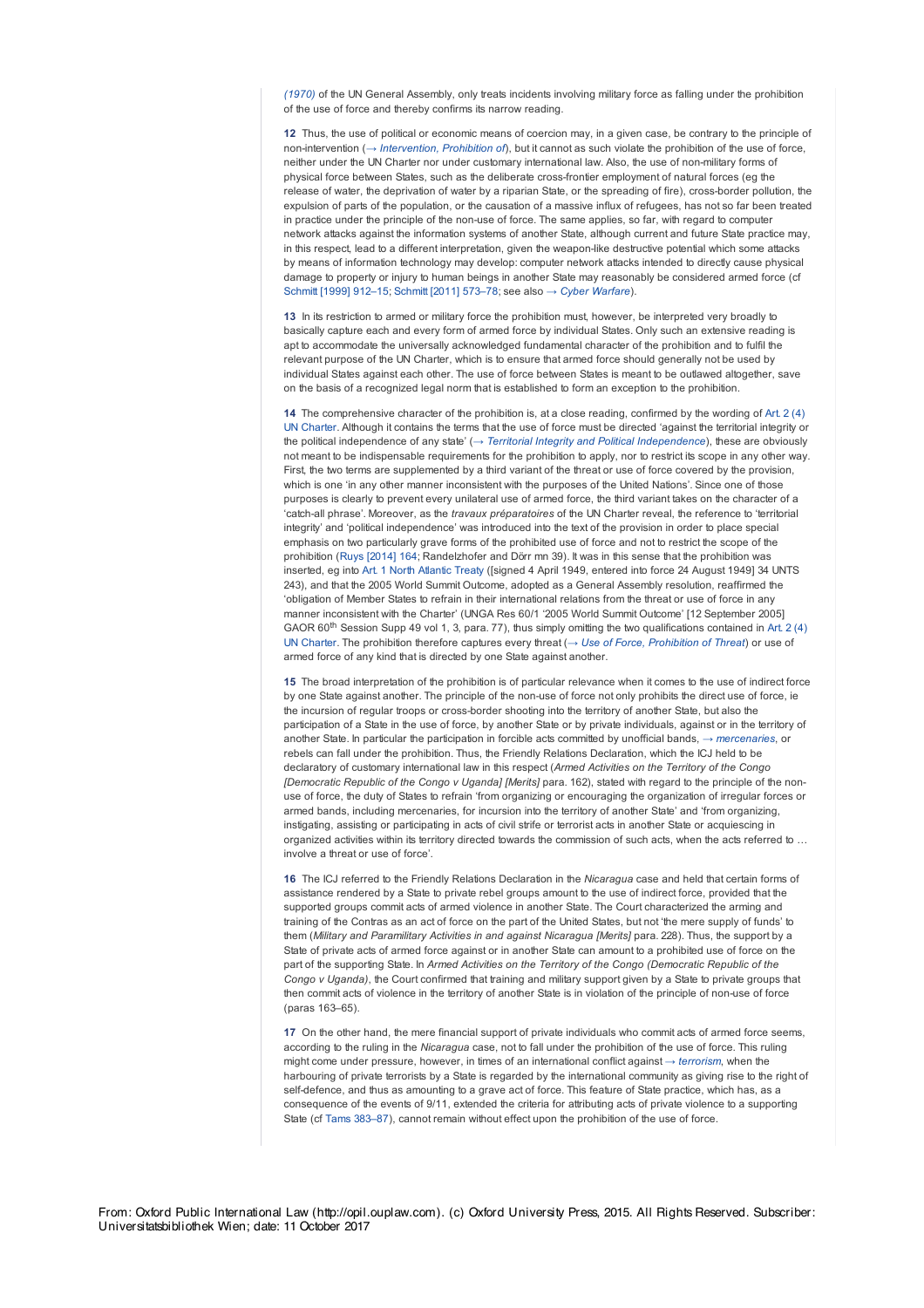*(1970)* of the UN General Assembly, only treats incidents involving military force as falling under the prohibition of the use of force and thereby confirms its narrow reading.

**12** Thus, the use of political or economic means of coercion may, in a given case, be contrary to the principle of non-intervention (*→ Intervention, Prohibition of*), but it cannot as such violate the prohibition of the use of force, neither under the UN Charter nor under customary international law. Also, the use of non-military forms of physical force between States, such as the deliberate cross-frontier employment of natural forces (eg the release of water, the deprivation of water by a riparian State, or the spreading of fire), cross-border pollution, the expulsion of parts of the population, or the causation of a massive influx of refugees, has not so far been treated in practice under the principle of the non-use of force. The same applies, so far, with regard to computer network attacks against the information systems of another State, although current and future State practice may, in this respect, lead to a different interpretation, given the weapon-like destructive potential which some attacks by means of information technology may develop: computer network attacks intended to directly cause physical damage to property or injury to human beings in another State may reasonably be considered armed force (cf Schmitt [1999] 912–15; Schmitt [2011] 573–78; see also *→ Cyber Warfare*).

**13** In its restriction to armed or military force the prohibition must, however, be interpreted very broadly to basically capture each and every form of armed force by individual States. Only such an extensive reading is apt to accommodate the universally acknowledged fundamental character of the prohibition and to fulfil the relevant purpose of the UN Charter, which is to ensure that armed force should generally not be used by individual States against each other. The use of force between States is meant to be outlawed altogether, save on the basis of a recognized legal norm that is established to form an exception to the prohibition.

**14** The comprehensive character of the prohibition is, at a close reading, confirmed by the wording of Art. 2 (4) UN Charter. Although it contains the terms that the use of force must be directed 'against the territorial integrity or the political independence of any state' (*→ Territorial Integrity and Political Independence*), these are obviously not meant to be indispensable requirements for the prohibition to apply, nor to restrict its scope in any other way. First, the two terms are supplemented by a third variant of the threat or use of force covered by the provision, which is one 'in any other manner inconsistent with the purposes of the United Nations'. Since one of those purposes is clearly to prevent every unilateral use of armed force, the third variant takes on the character of a 'catch-all phrase'. Moreover, as the *travaux préparatoires* of the UN Charter reveal, the reference to 'territorial integrity' and 'political independence' was introduced into the text of the provision in order to place special emphasis on two particularly grave forms of the prohibited use of force and not to restrict the scope of the prohibition (Ruys [2014] 164; Randelzhofer and Dörr mn 39). It was in this sense that the prohibition was inserted, eg into Art. 1 North Atlantic Treaty ([signed 4 April 1949, entered into force 24 August 1949] 34 UNTS 243), and that the 2005 World Summit Outcome, adopted as a General Assembly resolution, reaffirmed the 'obligation of Member States to refrain in their international relations from the threat or use of force in any manner inconsistent with the Charter' (UNGA Res 60/1 '2005 World Summit Outcome' [12 September 2005] GAOR 60th Session Supp 49 vol 1, 3, para. 77), thus simply omitting the two qualifications contained in Art. 2 (4) UN Charter. The prohibition therefore captures every threat (*→ Use of Force, Prohibition of Threat*) or use of armed force of any kind that is directed by one State against another.

**15** The broad interpretation of the prohibition is of particular relevance when it comes to the use of indirect force by one State against another. The principle of the non-use of force not only prohibits the direct use of force, ie the incursion of regular troops or cross-border shooting into the territory of another State, but also the participation of a State in the use of force, by another State or by private individuals, against or in the territory of another State. In particular the participation in forcible acts committed by unofficial bands, *→ mercenaries*, or rebels can fall under the prohibition. Thus, the Friendly Relations Declaration, which the ICJ held to be declaratory of customary international law in this respect (*Armed Activities on the Territory of the Congo [Democratic Republic of the Congo v Uganda] [Merits]* para. 162), stated with regard to the principle of the non-use of force, the duty of States to refrain 'from organizing or encouraging the organization of irregular forces or armed bands, including mercenaries, for incursion into the territory of another State' and 'from organizing, instigating, assisting or participating in acts of civil strife or terrorist acts in another State or acquiescing in organized activities within its territory directed towards the commission of such acts, when the acts referred to … involve a threat or use of force'.

**16** The ICJ referred to the Friendly Relations Declaration in the *Nicaragua* case and held that certain forms of assistance rendered by a State to private rebel groups amount to the use of indirect force, provided that the supported groups commit acts of armed violence in another State. The Court characterized the arming and training of the Contras as an act of force on the part of the United States, but not 'the mere supply of funds' to them (*Military and Paramilitary Activities in and against Nicaragua [Merits]* para. 228). Thus, the support by a State of private acts of armed force against or in another State can amount to a prohibited use of force on the part of the supporting State. In *Armed Activities on the Territory of the Congo (Democratic Republic of the Congo v Uganda)*, the Court confirmed that training and military support given by a State to private groups that then commit acts of violence in the territory of another State is in violation of the principle of non-use of force (paras 163–65).

**17** On the other hand, the mere financial support of private individuals who commit acts of armed force seems, according to the ruling in the *Nicaragua* case, not to fall under the prohibition of the use of force. This ruling might come under pressure, however, in times of an international conflict against *→ terrorism*, when the harbouring of private terrorists by a State is regarded by the international community as giving rise to the right of self-defence, and thus as amounting to a grave act of force. This feature of State practice, which has, as a consequence of the events of 9/11, extended the criteria for attributing acts of private violence to a supporting State (cf Tams 383–87), cannot remain without effect upon the prohibition of the use of force.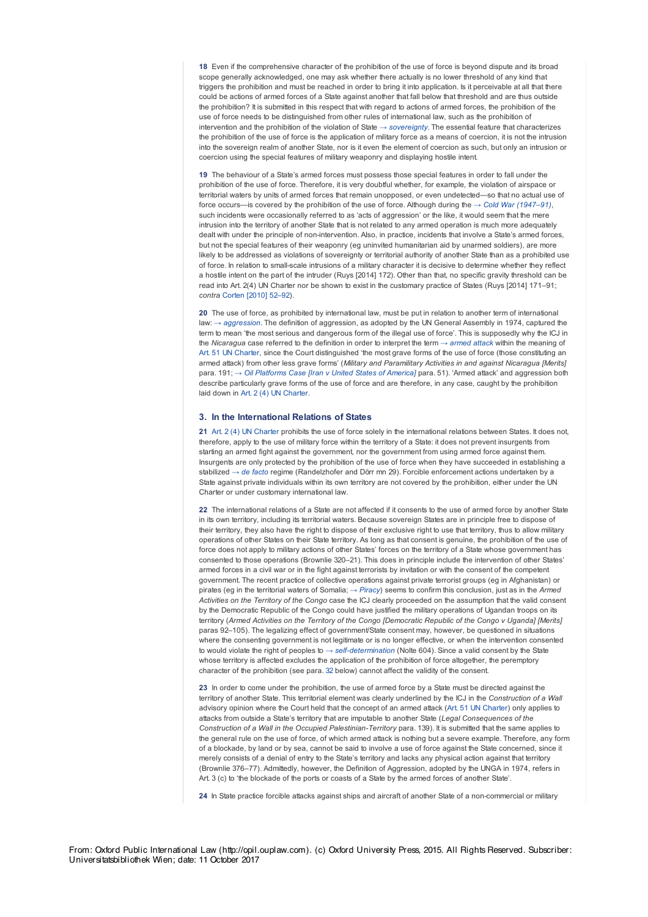**18** Even if the comprehensive character of the prohibition of the use of force is beyond dispute and its broad scope generally acknowledged, one may ask whether there actually is no lower threshold of any kind that triggers the prohibition and must be reached in order to bring it into application. Is it perceivable at all that there could be actions of armed forces of a State against another that fall below that threshold and are thus outside the prohibition? It is submitted in this respect that with regard to actions of armed forces, the prohibition of the use of force needs to be distinguished from other rules of international law, such as the prohibition of intervention and the prohibition of the violation of State → *sovereignty*. The essential feature that characterizes the prohibition of the use of force is the application of military force as a means of coercion, it is not the intrusion into the sovereign realm of another State, nor is it even the element of coercion as such, but only an intrusion or coercion using the special features of military weaponry and displaying hostile intent.

**19** The behaviour of a State's armed forces must possess those special features in order to fall under the prohibition of the use of force. Therefore, it is very doubtful whether, for example, the violation of airspace or territorial waters by units of armed forces that remain unopposed, or even undetected—so that no actual use of force occurs—is covered by the prohibition of the use of force. Although during the → *Cold War (1947–91)*, such incidents were occasionally referred to as 'acts of aggression' or the like, it would seem that the mere intrusion into the territory of another State that is not related to any armed operation is much more adequately dealt with under the principle of non-intervention. Also, in practice, incidents that involve a State's armed forces, but not the special features of their weaponry (eg uninvited humanitarian aid by unarmed soldiers), are more likely to be addressed as violations of sovereignty or territorial authority of another State than as a prohibited use of force. In relation to small-scale intrusions of a military character it is decisive to determine whether they reflect a hostile intent on the part of the intruder (Ruys [2014] 172). Other than that, no specific gravity threshold can be read into Art. 2(4) UN Charter nor be shown to exist in the customary practice of States (Ruys [2014] 171–91; *contra* Corten [2010] 52–92).

**20** The use of force, as prohibited by international law, must be put in relation to another term of international law: → *aggression*. The definition of aggression, as adopted by the UN General Assembly in 1974, captured the term to mean 'the most serious and dangerous form of the illegal use of force'. This is supposedly why the ICJ in the *Nicaragua* case referred to the definition in order to interpret the term → *armed attack* within the meaning of Art. 51 UN Charter, since the Court distinguished 'the most grave forms of the use of force (those constituting an armed attack) from other less grave forms' (*Military and Paramilitary Activities in and against Nicaragua [Merits]* para. 191; → *Oil Platforms Case [Iran v United States of America]* para. 51). 'Armed attack' and aggression both describe particularly grave forms of the use of force and are therefore, in any case, caught by the prohibition laid down in Art. 2 (4) UN Charter.

### 3. In the International Relations of States

**21** Art. 2 (4) UN Charter prohibits the use of force solely in the international relations between States. It does not, therefore, apply to the use of military force within the territory of a State: it does not prevent insurgents from starting an armed fight against the government, nor the government from using armed force against them. Insurgents are only protected by the prohibition of the use of force when they have succeeded in establishing a stabilized → *de facto* regime (Randelzhofer and Dörr mn 29). Forcible enforcement actions undertaken by a State against private individuals within its own territory are not covered by the prohibition, either under the UN Charter or under customary international law.

**22** The international relations of a State are not affected if it consents to the use of armed force by another State in its own territory, including its territorial waters. Because sovereign States are in principle free to dispose of their territory, they also have the right to dispose of their exclusive right to use that territory, thus to allow military operations of other States on their State territory. As long as that consent is genuine, the prohibition of the use of force does not apply to military actions of other States' forces on the territory of a State whose government has consented to those operations (Brownlie 320–21). This does in principle include the intervention of other States' armed forces in a civil war or in the fight against terrorists by invitation or with the consent of the competent government. The recent practice of collective operations against private terrorist groups (eg in Afghanistan) or pirates (eg in the territorial waters of Somalia; → *Piracy*) seems to confirm this conclusion, just as in the *Armed Activities on the Territory of the Congo* case the ICJ clearly proceeded on the assumption that the valid consent by the Democratic Republic of the Congo could have justified the military operations of Ugandan troops on its territory (*Armed Activities on the Territory of the Congo [Democratic Republic of the Congo v Uganda] [Merits]* paras 92–105). The legalizing effect of government/State consent may, however, be questioned in situations where the consenting government is not legitimate or is no longer effective, or when the intervention consented to would violate the right of peoples to → *self-determination* (Nolte 604). Since a valid consent by the State whose territory is affected excludes the application of the prohibition of force altogether, the peremptory character of the prohibition (see para. 32 below) cannot affect the validity of the consent.

**23** In order to come under the prohibition, the use of armed force by a State must be directed against the territory of another State. This territorial element was clearly underlined by the ICJ in the *Construction of a Wall* advisory opinion where the Court held that the concept of an armed attack (Art. 51 UN Charter) only applies to attacks from outside a State's territory that are imputable to another State (*Legal Consequences of the Construction of a Wall in the Occupied Palestinian-Territory* para. 139). It is submitted that the same applies to the general rule on the use of force, of which armed attack is nothing but a severe example. Therefore, any form of a blockade, by land or by sea, cannot be said to involve a use of force against the State concerned, since it merely consists of a denial of entry to the State's territory and lacks any physical action against that territory (Brownlie 376–77). Admittedly, however, the Definition of Aggression, adopted by the UNGA in 1974, refers in Art. 3 (c) to 'the blockade of the ports or coasts of a State by the armed forces of another State'.

**24** In State practice forcible attacks against ships and aircraft of another State of a non-commercial or military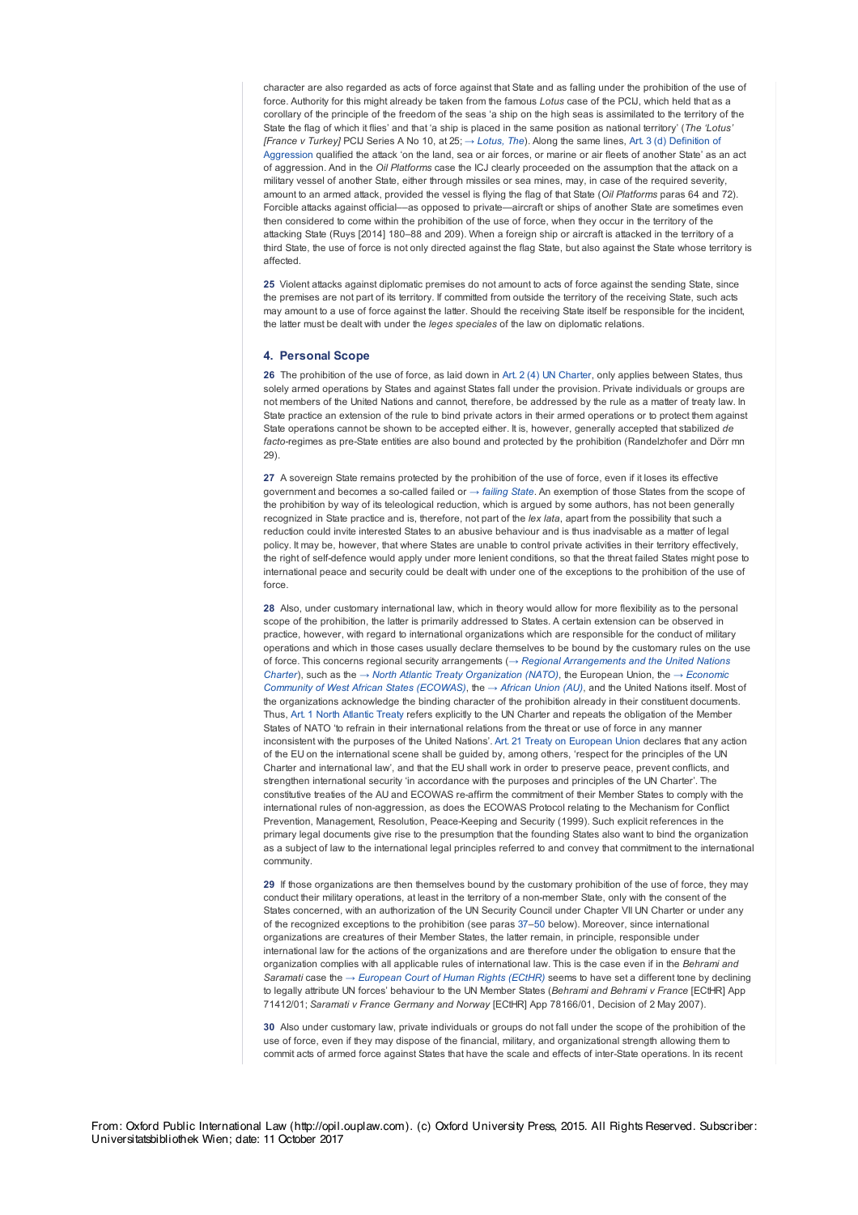character are also regarded as acts of force against that State and as falling under the prohibition of the use of force. Authority for this might already be taken from the famous *Lotus* case of the PCIJ, which held that as a corollary of the principle of the freedom of the seas 'a ship on the high seas is assimilated to the territory of the State the flag of which it flies' and that 'a ship is placed in the same position as national territory' (*The 'Lotus' [France v Turkey]* PCIJ Series A No 10, at 25; → *Lotus, The*). Along the same lines, Art. 3 (d) Definition of Aggression qualified the attack 'on the land, sea or air forces, or marine or air fleets of another State' as an act of aggression. And in the *Oil Platforms* case the ICJ clearly proceeded on the assumption that the attack on a military vessel of another State, either through missiles or sea mines, may, in case of the required severity, amount to an armed attack, provided the vessel is flying the flag of that State (*Oil Platforms* paras 64 and 72). Forcible attacks against official—as opposed to private—aircraft or ships of another State are sometimes even then considered to come within the prohibition of the use of force, when they occur in the territory of the attacking State (Ruys [2014] 180–88 and 209). When a foreign ship or aircraft is attacked in the territory of a third State, the use of force is not only directed against the flag State, but also against the State whose territory is affected.

**25** Violent attacks against diplomatic premises do not amount to acts of force against the sending State, since the premises are not part of its territory. If committed from outside the territory of the receiving State, such acts may amount to a use of force against the latter. Should the receiving State itself be responsible for the incident, the latter must be dealt with under the *leges speciales* of the law on diplomatic relations.

## 4. Personal Scope

**26** The prohibition of the use of force, as laid down in Art. 2 (4) UN Charter, only applies between States, thus solely armed operations by States and against States fall under the provision. Private individuals or groups are not members of the United Nations and cannot, therefore, be addressed by the rule as a matter of treaty law. In State practice an extension of the rule to bind private actors in their armed operations or to protect them against State operations cannot be shown to be accepted either. It is, however, generally accepted that stabilized *de facto*-regimes as pre-State entities are also bound and protected by the prohibition (Randelzhofer and Dörr mn 29).

**27** A sovereign State remains protected by the prohibition of the use of force, even if it loses its effective government and becomes a so-called failed or → *failing State*. An exemption of those States from the scope of the prohibition by way of its teleological reduction, which is argued by some authors, has not been generally recognized in State practice and is, therefore, not part of the *lex lata*, apart from the possibility that such a reduction could invite interested States to an abusive behaviour and is thus inadvisable as a matter of legal policy. It may be, however, that where States are unable to control private activities in their territory effectively, the right of self-defence would apply under more lenient conditions, so that the threat failed States might pose to international peace and security could be dealt with under one of the exceptions to the prohibition of the use of force.

**28** Also, under customary international law, which in theory would allow for more flexibility as to the personal scope of the prohibition, the latter is primarily addressed to States. A certain extension can be observed in practice, however, with regard to international organizations which are responsible for the conduct of military operations and which in those cases usually declare themselves to be bound by the customary rules on the use of force. This concerns regional security arrangements (→ *Regional Arrangements and the United Nations Charter*), such as the → *North Atlantic Treaty Organization (NATO)*, the European Union, the → *Economic Community of West African States (ECOWAS)*, the → *African Union (AU)*, and the United Nations itself. Most of the organizations acknowledge the binding character of the prohibition already in their constituent documents. Thus, Art. 1 North Atlantic Treaty refers explicitly to the UN Charter and repeats the obligation of the Member States of NATO 'to refrain in their international relations from the threat or use of force in any manner inconsistent with the purposes of the United Nations'. Art. 21 Treaty on European Union declares that any action of the EU on the international scene shall be guided by, among others, 'respect for the principles of the UN Charter and international law', and that the EU shall work in order to preserve peace, prevent conflicts, and strengthen international security 'in accordance with the purposes and principles of the UN Charter'. The constitutive treaties of the AU and ECOWAS re-affirm the commitment of their Member States to comply with the international rules of non-aggression, as does the ECOWAS Protocol relating to the Mechanism for Conflict Prevention, Management, Resolution, Peace-Keeping and Security (1999). Such explicit references in the primary legal documents give rise to the presumption that the founding States also want to bind the organization as a subject of law to the international legal principles referred to and convey that commitment to the international community.

**29** If those organizations are then themselves bound by the customary prohibition of the use of force, they may conduct their military operations, at least in the territory of a non-member State, only with the consent of the States concerned, with an authorization of the UN Security Council under Chapter VII UN Charter or under any of the recognized exceptions to the prohibition (see paras 37–50 below). Moreover, since international organizations are creatures of their Member States, the latter remain, in principle, responsible under international law for the actions of the organizations and are therefore under the obligation to ensure that the organization complies with all applicable rules of international law. This is the case even if in the *Behrami and Saramati* case the → *European Court of Human Rights (ECtHR)* seems to have set a different tone by declining to legally attribute UN forces' behaviour to the UN Member States (*Behrami and Behrami v France* [ECtHR] App 71412/01; *Saramati v France Germany and Norway* [ECtHR] App 78166/01, Decision of 2 May 2007).

**30** Also under customary law, private individuals or groups do not fall under the scope of the prohibition of the use of force, even if they may dispose of the financial, military, and organizational strength allowing them to commit acts of armed force against States that have the scale and effects of inter-State operations. In its recent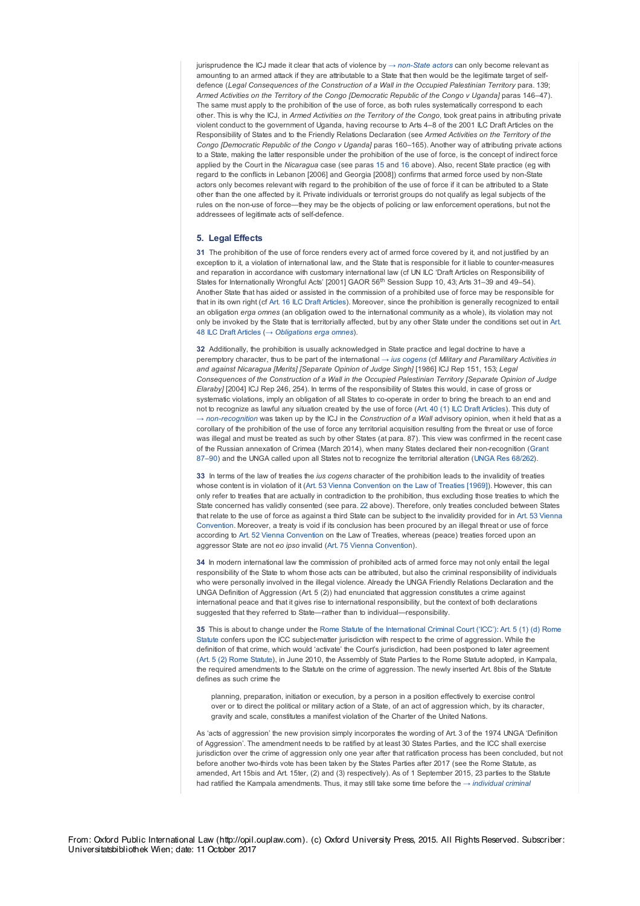jurisprudence the ICJ made it clear that acts of violence by → *non-State actors* can only become relevant as amounting to an armed attack if they are attributable to a State that then would be the legitimate target of self-defence (*Legal Consequences of the Construction of a Wall in the Occupied Palestinian Territory* para. 139; *Armed Activities on the Territory of the Congo [Democratic Republic of the Congo v Uganda]* paras 146–47). The same must apply to the prohibition of the use of force, as both rules systematically correspond to each other. This is why the ICJ, in *Armed Activities on the Territory of the Congo*, took great pains in attributing private violent conduct to the government of Uganda, having recourse to Arts 4–8 of the 2001 ILC Draft Articles on the Responsibility of States and to the Friendly Relations Declaration (see *Armed Activities on the Territory of the Congo [Democratic Republic of the Congo v Uganda]* paras 160–165). Another way of attributing private actions to a State, making the latter responsible under the prohibition of the use of force, is the concept of indirect force applied by the Court in the *Nicaragua* case (see paras 15 and 16 above). Also, recent State practice (eg with regard to the conflicts in Lebanon [2006] and Georgia [2008]) confirms that armed force used by non-State actors only becomes relevant with regard to the prohibition of the use of force if it can be attributed to a State other than the one affected by it. Private individuals or terrorist groups do not qualify as legal subjects of the rules on the non-use of force—they may be the objects of policing or law enforcement operations, but not the addressees of legitimate acts of self-defence.

## 5. Legal Effects

**31** The prohibition of the use of force renders every act of armed force covered by it, and not justified by an exception to it, a violation of international law, and the State that is responsible for it liable to counter-measures and reparation in accordance with customary international law (cf UN ILC 'Draft Articles on Responsibility of States for Internationally Wrongful Acts' [2001] GAOR 56th Session Supp 10, 43; Arts 31–39 and 49–54). Another State that has aided or assisted in the commission of a prohibited use of force may be responsible for that in its own right (cf Art. 16 ILC Draft Articles). Moreover, since the prohibition is generally recognized to entail an obligation *erga omnes* (an obligation owed to the international community as a whole), its violation may not only be invoked by the State that is territorially affected, but by any other State under the conditions set out in Art. 48 ILC Draft Articles (→ *Obligations erga omnes*).

**32** Additionally, the prohibition is usually acknowledged in State practice and legal doctrine to have a peremptory character, thus to be part of the international → *ius cogens* (cf *Military and Paramilitary Activities in and against Nicaragua [Merits] [Separate Opinion of Judge Singh]* [1986] ICJ Rep 151, 153; *Legal Consequences of the Construction of a Wall in the Occupied Palestinian Territory [Separate Opinion of Judge Elaraby]* [2004] ICJ Rep 246, 254). In terms of the responsibility of States this would, in case of gross or systematic violations, imply an obligation of all States to co-operate in order to bring the breach to an end and not to recognize as lawful any situation created by the use of force (Art. 40 (1) ILC Draft Articles). This duty of → *non-recognition* was taken up by the ICJ in the *Construction of a Wall* advisory opinion, when it held that as a corollary of the prohibition of the use of force any territorial acquisition resulting from the threat or use of force was illegal and must be treated as such by other States (at para. 87). This view was confirmed in the recent case of the Russian annexation of Crimea (March 2014), when many States declared their non-recognition (Grant 87–90) and the UNGA called upon all States not to recognize the territorial alteration (UNGA Res 68/262).

**33** In terms of the law of treaties the *ius cogens* character of the prohibition leads to the invalidity of treaties whose content is in violation of it (Art. 53 Vienna Convention on the Law of Treaties [1969]). However, this can only refer to treaties that are actually in contradiction to the prohibition, thus excluding those treaties to which the State concerned has validly consented (see para. 22 above). Therefore, only treaties concluded between States that relate to the use of force as against a third State can be subject to the invalidity provided for in Art. 53 Vienna Convention. Moreover, a treaty is void if its conclusion has been procured by an illegal threat or use of force according to Art. 52 Vienna Convention on the Law of Treaties, whereas (peace) treaties forced upon an aggressor State are not *eo ipso* invalid (Art. 75 Vienna Convention).

**34** In modern international law the commission of prohibited acts of armed force may not only entail the legal responsibility of the State to whom those acts can be attributed, but also the criminal responsibility of individuals who were personally involved in the illegal violence. Already the UNGA Friendly Relations Declaration and the UNGA Definition of Aggression (Art. 5 (2)) had enunciated that aggression constitutes a crime against international peace and that it gives rise to international responsibility, but the context of both declarations suggested that they referred to State—rather than to individual—responsibility.

**35** This is about to change under the Rome Statute of the International Criminal Court ('ICC'): Art. 5 (1) (d) Rome Statute confers upon the ICC subject-matter jurisdiction with respect to the crime of aggression. While the definition of that crime, which would 'activate' the Court's jurisdiction, had been postponed to later agreement (Art. 5 (2) Rome Statute), in June 2010, the Assembly of State Parties to the Rome Statute adopted, in Kampala, the required amendments to the Statute on the crime of aggression. The newly inserted Art. 8bis of the Statute defines as such crime the

> planning, preparation, initiation or execution, by a person in a position effectively to exercise control over or to direct the political or military action of a State, of an act of aggression which, by its character, gravity and scale, constitutes a manifest violation of the Charter of the United Nations.

As 'acts of aggression' the new provision simply incorporates the wording of Art. 3 of the 1974 UNGA 'Definition of Aggression'. The amendment needs to be ratified by at least 30 States Parties, and the ICC shall exercise jurisdiction over the crime of aggression only one year after that ratification process has been concluded, but not before another two-thirds vote has been taken by the States Parties after 2017 (see the Rome Statute, as amended, Art 15bis and Art. 15ter, (2) and (3) respectively). As of 1 September 2015, 23 parties to the Statute had ratified the Kampala amendments. Thus, it may still take some time before the → *individual criminal*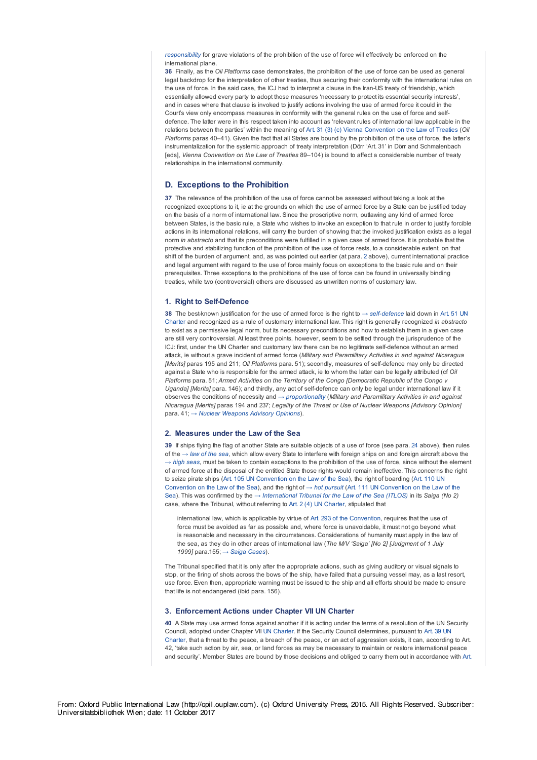*responsibility* for grave violations of the prohibition of the use of force will effectively be enforced on the international plane.

**36** Finally, as the *Oil Platforms* case demonstrates, the prohibition of the use of force can be used as general legal backdrop for the interpretation of other treaties, thus securing their conformity with the international rules on the use of force. In the said case, the ICJ had to interpret a clause in the Iran-US treaty of friendship, which essentially allowed every party to adopt those measures 'necessary to protect its essential security interests', and in cases where that clause is invoked to justify actions involving the use of armed force it could in the Court's view only encompass measures in conformity with the general rules on the use of force and self-defence. The latter were in this respect taken into account as 'relevant rules of international law applicable in the relations between the parties' within the meaning of Art. 31 (3) (c) Vienna Convention on the Law of Treaties (*Oil Platforms* paras 40–41). Given the fact that all States are bound by the prohibition of the use of force, the latter's instrumentalization for the systemic approach of treaty interpretation (Dörr 'Art. 31' in Dörr and Schmalenbach [eds], *Vienna Convention on the Law of Treaties* 89–104) is bound to affect a considerable number of treaty relationships in the international community.

## D. Exceptions to the Prohibition

**37** The relevance of the prohibition of the use of force cannot be assessed without taking a look at the recognized exceptions to it, ie at the grounds on which the use of armed force by a State can be justified today on the basis of a norm of international law. Since the proscriptive norm, outlawing any kind of armed force between States, is the basic rule, a State who wishes to invoke an exception to that rule in order to justify forcible actions in its international relations, will carry the burden of showing that the invoked justification exists as a legal norm *in abstracto* and that its preconditions were fulfilled in a given case of armed force. It is probable that the protective and stabilizing function of the prohibition of the use of force rests, to a considerable extent, on that shift of the burden of argument, and, as was pointed out earlier (at para. 2 above), current international practice and legal argument with regard to the use of force mainly focus on exceptions to the basic rule and on their prerequisites. Three exceptions to the prohibitions of the use of force can be found in universally binding treaties, while two (controversial) others are discussed as unwritten norms of customary law.

### 1. Right to Self-Defence

**38** The best-known justification for the use of armed force is the right to → *self-defence* laid down in Art. 51 UN Charter and recognized as a rule of customary international law. This right is generally recognized *in abstracto* to exist as a permissive legal norm, but its necessary preconditions and how to establish them in a given case are still very controversial. At least three points, however, seem to be settled through the jurisprudence of the ICJ: first, under the UN Charter and customary law there can be no legitimate self-defence without an armed attack, ie without a grave incident of armed force (*Military and Paramilitary Activities in and against Nicaragua [Merits]* paras 195 and 211; *Oil Platforms* para. 51); secondly, measures of self-defence may only be directed against a State who is responsible for the armed attack, ie to whom the latter can be legally attributed (cf *Oil Platforms* para. 51; *Armed Activities on the Territory of the Congo [Democratic Republic of the Congo v Uganda] [Merits]* para. 146); and thirdly, any act of self-defence can only be legal under international law if it observes the conditions of necessity and → *proportionality* (*Military and Paramilitary Activities in and against Nicaragua [Merits]* paras 194 and 237; *Legality of the Threat or Use of Nuclear Weapons [Advisory Opinion]* para. 41; → *Nuclear Weapons Advisory Opinions*).

### 2. Measures under the Law of the Sea

**39** If ships flying the flag of another State are suitable objects of a use of force (see para. 24 above), then rules of the → *law of the sea*, which allow every State to interfere with foreign ships on and foreign aircraft above the → *high seas*, must be taken to contain exceptions to the prohibition of the use of force, since without the element of armed force at the disposal of the entitled State those rights would remain ineffective. This concerns the right to seize pirate ships (Art. 105 UN Convention on the Law of the Sea), the right of boarding (Art. 110 UN Convention on the Law of the Sea), and the right of → *hot pursuit* (Art. 111 UN Convention on the Law of the Sea). This was confirmed by the → *International Tribunal for the Law of the Sea (ITLOS)* in its *Saiga (No 2)* case, where the Tribunal, without referring to Art. 2 (4) UN Charter, stipulated that

> international law, which is applicable by virtue of Art. 293 of the Convention, requires that the use of force must be avoided as far as possible and, where force is unavoidable, it must not go beyond what is reasonable and necessary in the circumstances. Considerations of humanity must apply in the law of the sea, as they do in other areas of international law (*The M/V 'Saiga' [No 2] [Judgment of 1 July 1999]* para.155; → *Saiga Cases*).

The Tribunal specified that it is only after the appropriate actions, such as giving auditory or visual signals to stop, or the firing of shots across the bows of the ship, have failed that a pursuing vessel may, as a last resort, use force. Even then, appropriate warning must be issued to the ship and all efforts should be made to ensure that life is not endangered (ibid para. 156).

### 3. Enforcement Actions under Chapter VII UN Charter

**40** A State may use armed force against another if it is acting under the terms of a resolution of the UN Security Council, adopted under Chapter VII UN Charter. If the Security Council determines, pursuant to Art. 39 UN Charter, that a threat to the peace, a breach of the peace, or an act of aggression exists, it can, according to Art. 42, 'take such action by air, sea, or land forces as may be necessary to maintain or restore international peace and security'. Member States are bound by those decisions and obliged to carry them out in accordance with Art.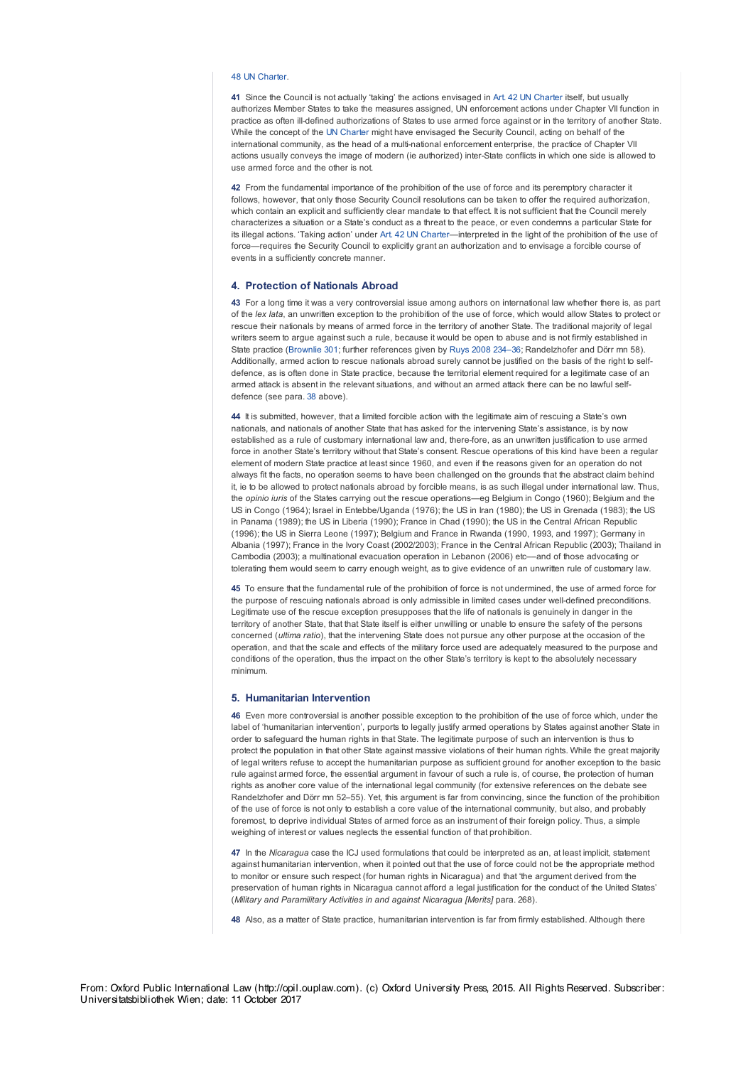48 UN Charter.

**41** Since the Council is not actually 'taking' the actions envisaged in Art. 42 UN Charter itself, but usually authorizes Member States to take the measures assigned, UN enforcement actions under Chapter VII function in practice as often ill-defined authorizations of States to use armed force against or in the territory of another State. While the concept of the UN Charter might have envisaged the Security Council, acting on behalf of the international community, as the head of a multi-national enforcement enterprise, the practice of Chapter VII actions usually conveys the image of modern (ie authorized) inter-State conflicts in which one side is allowed to use armed force and the other is not.

**42** From the fundamental importance of the prohibition of the use of force and its peremptory character it follows, however, that only those Security Council resolutions can be taken to offer the required authorization, which contain an explicit and sufficiently clear mandate to that effect. It is not sufficient that the Council merely characterizes a situation or a State's conduct as a threat to the peace, or even condemns a particular State for its illegal actions. 'Taking action' under Art. 42 UN Charter—interpreted in the light of the prohibition of the use of force—requires the Security Council to explicitly grant an authorization and to envisage a forcible course of events in a sufficiently concrete manner.

### 4. Protection of Nationals Abroad

**43** For a long time it was a very controversial issue among authors on international law whether there is, as part of the *lex lata*, an unwritten exception to the prohibition of the use of force, which would allow States to protect or rescue their nationals by means of armed force in the territory of another State. The traditional majority of legal writers seem to argue against such a rule, because it would be open to abuse and is not firmly established in State practice (Brownlie 301; further references given by Ruys 2008 234–36; Randelzhofer and Dörr mn 58). Additionally, armed action to rescue nationals abroad surely cannot be justified on the basis of the right to self-defence, as is often done in State practice, because the territorial element required for a legitimate case of an armed attack is absent in the relevant situations, and without an armed attack there can be no lawful self-defence (see para. 38 above).

**44** It is submitted, however, that a limited forcible action with the legitimate aim of rescuing a State's own nationals, and nationals of another State that has asked for the intervening State's assistance, is by now established as a rule of customary international law and, there-fore, as an unwritten justification to use armed force in another State's territory without that State's consent. Rescue operations of this kind have been a regular element of modern State practice at least since 1960, and even if the reasons given for an operation do not always fit the facts, no operation seems to have been challenged on the grounds that the abstract claim behind it, ie to be allowed to protect nationals abroad by forcible means, is as such illegal under international law. Thus, the *opinio iuris* of the States carrying out the rescue operations—eg Belgium in Congo (1960); Belgium and the US in Congo (1964); Israel in Entebbe/Uganda (1976); the US in Iran (1980); the US in Grenada (1983); the US in Panama (1989); the US in Liberia (1990); France in Chad (1990); the US in the Central African Republic (1996); the US in Sierra Leone (1997); Belgium and France in Rwanda (1990, 1993, and 1997); Germany in Albania (1997); France in the Ivory Coast (2002/2003); France in the Central African Republic (2003); Thailand in Cambodia (2003); a multinational evacuation operation in Lebanon (2006) etc—and of those advocating or tolerating them would seem to carry enough weight, as to give evidence of an unwritten rule of customary law.

**45** To ensure that the fundamental rule of the prohibition of force is not undermined, the use of armed force for the purpose of rescuing nationals abroad is only admissible in limited cases under well-defined preconditions. Legitimate use of the rescue exception presupposes that the life of nationals is genuinely in danger in the territory of another State, that that State itself is either unwilling or unable to ensure the safety of the persons concerned (*ultima ratio*), that the intervening State does not pursue any other purpose at the occasion of the operation, and that the scale and effects of the military force used are adequately measured to the purpose and conditions of the operation, thus the impact on the other State's territory is kept to the absolutely necessary minimum.

### 5. Humanitarian Intervention

**46** Even more controversial is another possible exception to the prohibition of the use of force which, under the label of 'humanitarian intervention', purports to legally justify armed operations by States against another State in order to safeguard the human rights in that State. The legitimate purpose of such an intervention is thus to protect the population in that other State against massive violations of their human rights. While the great majority of legal writers refuse to accept the humanitarian purpose as sufficient ground for another exception to the basic rule against armed force, the essential argument in favour of such a rule is, of course, the protection of human rights as another core value of the international legal community (for extensive references on the debate see Randelzhofer and Dörr mn 52–55). Yet, this argument is far from convincing, since the function of the prohibition of the use of force is not only to establish a core value of the international community, but also, and probably foremost, to deprive individual States of armed force as an instrument of their foreign policy. Thus, a simple weighing of interest or values neglects the essential function of that prohibition.

**47** In the *Nicaragua* case the ICJ used formulations that could be interpreted as an, at least implicit, statement against humanitarian intervention, when it pointed out that the use of force could not be the appropriate method to monitor or ensure such respect (for human rights in Nicaragua) and that 'the argument derived from the preservation of human rights in Nicaragua cannot afford a legal justification for the conduct of the United States' (*Military and Paramilitary Activities in and against Nicaragua [Merits]* para. 268).

**48** Also, as a matter of State practice, humanitarian intervention is far from firmly established. Although there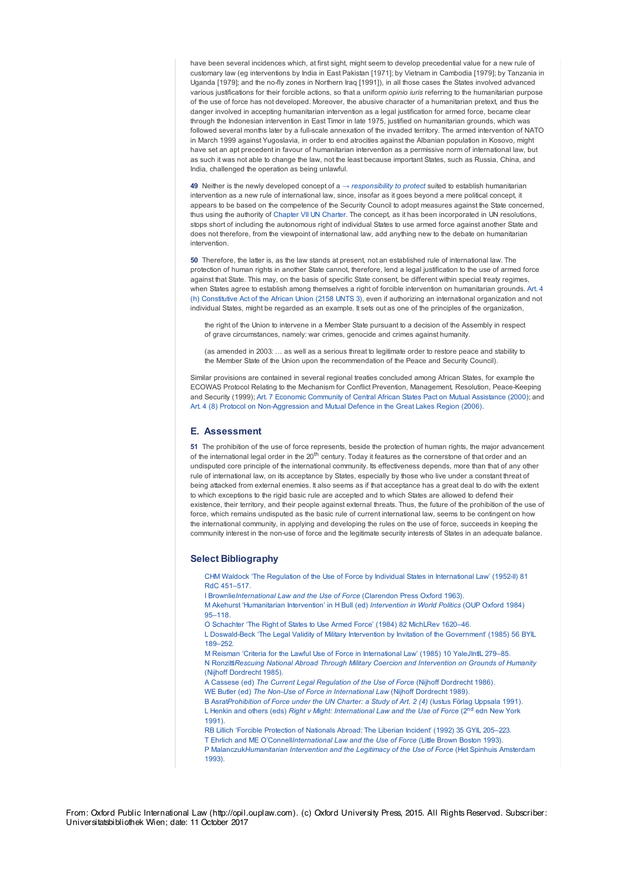have been several incidences which, at first sight, might seem to develop precedential value for a new rule of customary law (eg interventions by India in East Pakistan [1971]; by Vietnam in Cambodia [1979]; by Tanzania in Uganda [1979]; and the no-fly zones in Northern Iraq [1991]), in all those cases the States involved advanced various justifications for their forcible actions, so that a uniform *opinio iuris* referring to the humanitarian purpose of the use of force has not developed. Moreover, the abusive character of a humanitarian pretext, and thus the danger involved in accepting humanitarian intervention as a legal justification for armed force, became clear through the Indonesian intervention in East Timor in late 1975, justified on humanitarian grounds, which was followed several months later by a full-scale annexation of the invaded territory. The armed intervention of NATO in March 1999 against Yugoslavia, in order to end atrocities against the Albanian population in Kosovo, might have set an apt precedent in favour of humanitarian intervention as a permissive norm of international law, but as such it was not able to change the law, not the least because important States, such as Russia, China, and India, challenged the operation as being unlawful.

**49** Neither is the newly developed concept of a → *responsibility to protect* suited to establish humanitarian intervention as a new rule of international law, since, insofar as it goes beyond a mere political concept, it appears to be based on the competence of the Security Council to adopt measures against the State concerned, thus using the authority of Chapter VII UN Charter. The concept, as it has been incorporated in UN resolutions, stops short of including the autonomous right of individual States to use armed force against another State and does not therefore, from the viewpoint of international law, add anything new to the debate on humanitarian intervention.

**50** Therefore, the latter is, as the law stands at present, not an established rule of international law. The protection of human rights in another State cannot, therefore, lend a legal justification to the use of armed force against that State. This may, on the basis of specific State consent, be different within special treaty regimes, when States agree to establish among themselves a right of forcible intervention on humanitarian grounds. Art. 4 (h) Constitutive Act of the African Union (2158 UNTS 3), even if authorizing an international organization and not individual States, might be regarded as an example. It sets out as one of the principles of the organization,

> the right of the Union to intervene in a Member State pursuant to a decision of the Assembly in respect of grave circumstances, namely: war crimes, genocide and crimes against humanity.
>
> (as amended in 2003: … as well as a serious threat to legitimate order to restore peace and stability to the Member State of the Union upon the recommendation of the Peace and Security Council).

Similar provisions are contained in several regional treaties concluded among African States, for example the ECOWAS Protocol Relating to the Mechanism for Conflict Prevention, Management, Resolution, Peace-Keeping and Security (1999); Art. 7 Economic Community of Central African States Pact on Mutual Assistance (2000); and Art. 4 (8) Protocol on Non-Aggression and Mutual Defence in the Great Lakes Region (2006).

## E. Assessment

**51** The prohibition of the use of force represents, beside the protection of human rights, the major advancement of the international legal order in the 20th century. Today it features as the cornerstone of that order and an undisputed core principle of the international community. Its effectiveness depends, more than that of any other rule of international law, on its acceptance by States, especially by those who live under a constant threat of being attacked from external enemies. It also seems as if that acceptance has a great deal to do with the extent to which exceptions to the rigid basic rule are accepted and to which States are allowed to defend their existence, their territory, and their people against external threats. Thus, the future of the prohibition of the use of force, which remains undisputed as the basic rule of current international law, seems to be contingent on how the international community, in applying and developing the rules on the use of force, succeeds in keeping the community interest in the non-use of force and the legitimate security interests of States in an adequate balance.

## Select Bibliography

CHM Waldock 'The Regulation of the Use of Force by Individual States in International Law' (1952-II) 81 RdC 451–517.

I Brownlie *International Law and the Use of Force* (Clarendon Press Oxford 1963).

M Akehurst 'Humanitarian Intervention' in H Bull (ed) *Intervention in World Politics* (OUP Oxford 1984) 95–118.

O Schachter 'The Right of States to Use Armed Force' (1984) 82 MichLRev 1620–46.

L Doswald-Beck 'The Legal Validity of Military Intervention by Invitation of the Government' (1985) 56 BYIL 189–252.

M Reisman 'Criteria for the Lawful Use of Force in International Law' (1985) 10 YaleJIntlL 279–85.

N Ronzitti *Rescuing National Abroad Through Military Coercion and Intervention on Grounds of Humanity* (Nijhoff Dordrecht 1985).

A Cassese (ed) *The Current Legal Regulation of the Use of Force* (Nijhoff Dordrecht 1986).

WE Butler (ed) *The Non-Use of Force in International Law* (Nijhoff Dordrecht 1989).

B Asrat *Prohibition of Force under the UN Charter: a Study of Art. 2 (4)* (Iustus Förlag Uppsala 1991).

L Henkin and others (eds) *Right v Might: International Law and the Use of Force* (2nd edn New York 1991).

RB Lillich 'Forcible Protection of Nationals Abroad: The Liberian Incident' (1992) 35 GYIL 205–223.

T Ehrlich and ME O'Connell *International Law and the Use of Force* (Little Brown Boston 1993).

P Malanczuk *Humanitarian Intervention and the Legitimacy of the Use of Force* (Het Spinhuis Amsterdam 1993).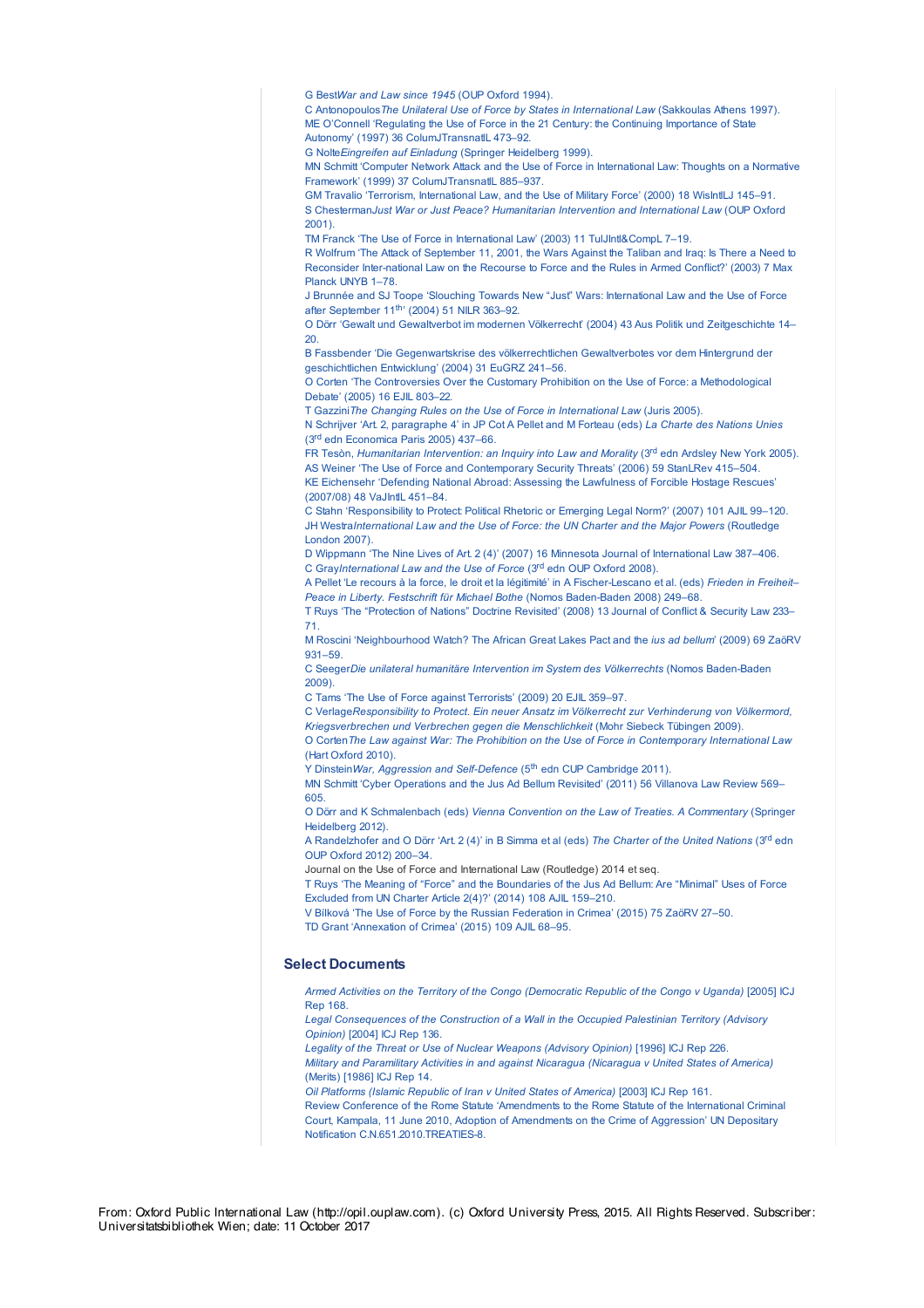G Best *War and Law since 1945* (OUP Oxford 1994).

C Antonopoulos *The Unilateral Use of Force by States in International Law* (Sakkoulas Athens 1997).

ME O'Connell 'Regulating the Use of Force in the 21 Century: the Continuing Importance of State Autonomy' (1997) 36 ColumJTransnatlL 473–92.

G Nolte *Eingreifen auf Einladung* (Springer Heidelberg 1999).

MN Schmitt 'Computer Network Attack and the Use of Force in International Law: Thoughts on a Normative Framework' (1999) 37 ColumJTransnatlL 885–937.

GM Travalio 'Terrorism, International Law, and the Use of Military Force' (2000) 18 WisIntlLJ 145–91.

S Chesterman *Just War or Just Peace? Humanitarian Intervention and International Law* (OUP Oxford 2001).

TM Franck 'The Use of Force in International Law' (2003) 11 TulJIntl&CompL 7–19.

R Wolfrum 'The Attack of September 11, 2001, the Wars Against the Taliban and Iraq: Is There a Need to Reconsider Inter-national Law on the Recourse to Force and the Rules in Armed Conflict?' (2003) 7 Max Planck UNYB 1–78.

J Brunnée and SJ Toope 'Slouching Towards New "Just" Wars: International Law and the Use of Force after September 11th' (2004) 51 NILR 363–92.

O Dörr 'Gewalt und Gewaltverbot im modernen Völkerrecht' (2004) 43 Aus Politik und Zeitgeschichte 14–20.

B Fassbender 'Die Gegenwartskrise des völkerrechtlichen Gewaltverbotes vor dem Hintergrund der geschichtlichen Entwicklung' (2004) 31 EuGRZ 241–56.

O Corten 'The Controversies Over the Customary Prohibition on the Use of Force: a Methodological Debate' (2005) 16 EJIL 803–22.

T Gazzini *The Changing Rules on the Use of Force in International Law* (Juris 2005).

N Schrijver 'Art. 2, paragraphe 4' in JP Cot A Pellet and M Forteau (eds) *La Charte des Nations Unies* (3rd edn Economica Paris 2005) 437–66.

FR Tesòn, *Humanitarian Intervention: an Inquiry into Law and Morality* (3rd edn Ardsley New York 2005).

AS Weiner 'The Use of Force and Contemporary Security Threats' (2006) 59 StanLRev 415–504.

KE Eichensehr 'Defending National Abroad: Assessing the Lawfulness of Forcible Hostage Rescues' (2007/08) 48 VaJIntlL 451–84.

C Stahn 'Responsibility to Protect: Political Rhetoric or Emerging Legal Norm?' (2007) 101 AJIL 99–120.

JH Westra *International Law and the Use of Force: the UN Charter and the Major Powers* (Routledge London 2007).

D Wippmann 'The Nine Lives of Art. 2 (4)' (2007) 16 Minnesota Journal of International Law 387–406.

C Gray *International Law and the Use of Force* (3rd edn OUP Oxford 2008).

A Pellet 'Le recours à la force, le droit et la légitimité' in A Fischer-Lescano et al. (eds) *Frieden in Freiheit–Peace in Liberty. Festschrift für Michael Bothe* (Nomos Baden-Baden 2008) 249–68.

T Ruys 'The "Protection of Nations" Doctrine Revisited' (2008) 13 Journal of Conflict & Security Law 233–71.

M Roscini 'Neighbourhood Watch? The African Great Lakes Pact and the *ius ad bellum*' (2009) 69 ZaöRV 931–59.

C Seeger *Die unilateral humanitäre Intervention im System des Völkerrechts* (Nomos Baden-Baden 2009).

C Tams 'The Use of Force against Terrorists' (2009) 20 EJIL 359–97.

C Verlage *Responsibility to Protect. Ein neuer Ansatz im Völkerrecht zur Verhinderung von Völkermord, Kriegsverbrechen und Verbrechen gegen die Menschlichkeit* (Mohr Siebeck Tübingen 2009).

O Corten *The Law against War: The Prohibition on the Use of Force in Contemporary International Law* (Hart Oxford 2010).

Y Dinstein *War, Aggression and Self-Defence* (5th edn CUP Cambridge 2011).

MN Schmitt 'Cyber Operations and the Jus Ad Bellum Revisited' (2011) 56 Villanova Law Review 569–605.

O Dörr and K Schmalenbach (eds) *Vienna Convention on the Law of Treaties. A Commentary* (Springer Heidelberg 2012).

A Randelzhofer and O Dörr 'Art. 2 (4)' in B Simma et al (eds) *The Charter of the United Nations* (3rd edn OUP Oxford 2012) 200–34.

Journal on the Use of Force and International Law (Routledge) 2014 et seq.

T Ruys 'The Meaning of "Force" and the Boundaries of the Jus Ad Bellum: Are "Minimal" Uses of Force Excluded from UN Charter Article 2(4)?' (2014) 108 AJIL 159–210.

V Bílková 'The Use of Force by the Russian Federation in Crimea' (2015) 75 ZaöRV 27–50.

TD Grant 'Annexation of Crimea' (2015) 109 AJIL 68–95.

## Select Documents

*Armed Activities on the Territory of the Congo (Democratic Republic of the Congo v Uganda)* [2005] ICJ Rep 168.

*Legal Consequences of the Construction of a Wall in the Occupied Palestinian Territory (Advisory Opinion)* [2004] ICJ Rep 136.

*Legality of the Threat or Use of Nuclear Weapons (Advisory Opinion)* [1996] ICJ Rep 226.

*Military and Paramilitary Activities in and against Nicaragua (Nicaragua v United States of America)* (Merits) [1986] ICJ Rep 14.

*Oil Platforms (Islamic Republic of Iran v United States of America)* [2003] ICJ Rep 161.

Review Conference of the Rome Statute 'Amendments to the Rome Statute of the International Criminal Court, Kampala, 11 June 2010, Adoption of Amendments on the Crime of Aggression' UN Depositary Notification C.N.651.2010.TREATIES-8.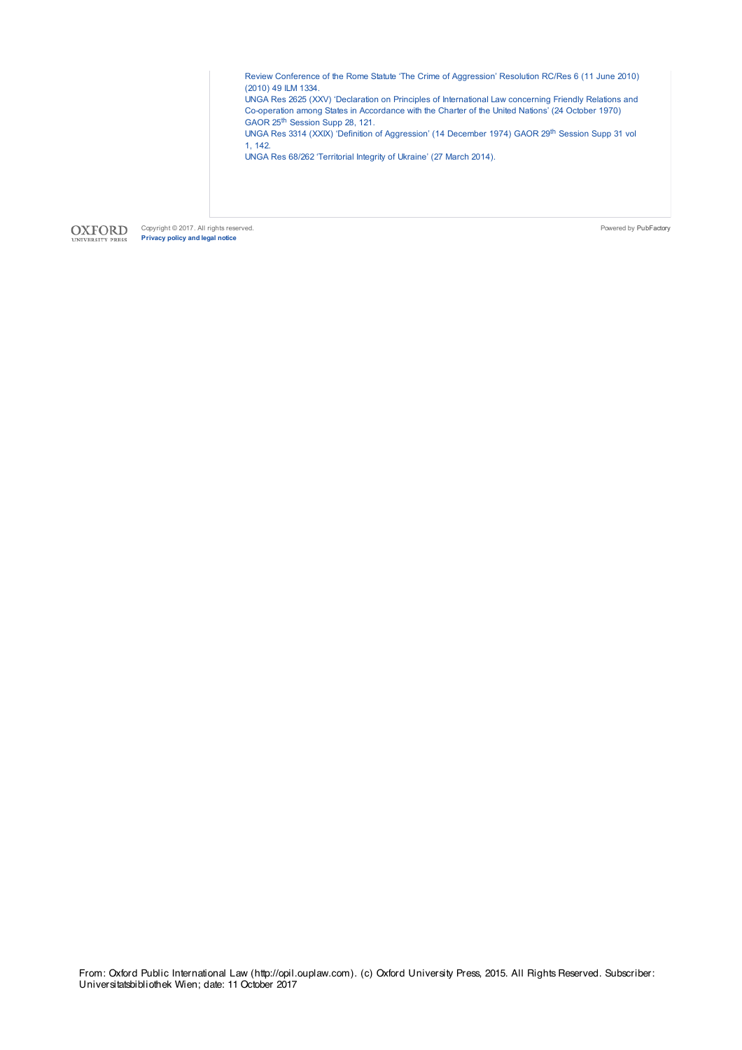Review Conference of the Rome Statute 'The Crime of Aggression' Resolution RC/Res 6 (11 June 2010) (2010) 49 ILM 1334.

UNGA Res 2625 (XXV) 'Declaration on Principles of International Law concerning Friendly Relations and Co-operation among States in Accordance with the Charter of the United Nations' (24 October 1970) GAOR 25th Session Supp 28, 121.

UNGA Res 3314 (XXIX) 'Definition of Aggression' (14 December 1974) GAOR 29th Session Supp 31 vol 1, 142.

UNGA Res 68/262 'Territorial Integrity of Ukraine' (27 March 2014).